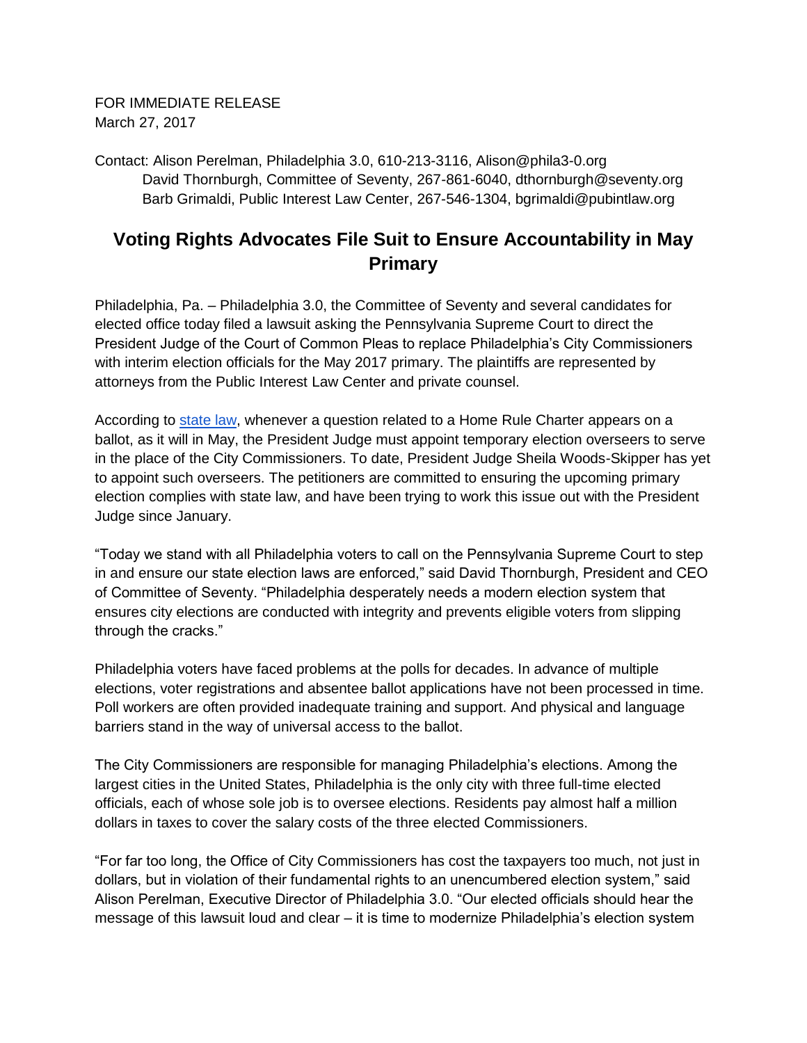FOR IMMEDIATE RELEASE
March 27, 2017

Contact: Alison Perelman, Philadelphia 3.0, 610-213-3116, Alison@phila3-0.org
David Thornburgh, Committee of Seventy, 267-861-6040, dthornburgh@seventy.org
Barb Grimaldi, Public Interest Law Center, 267-546-1304, bgrimaldi@pubintlaw.org

# Voting Rights Advocates File Suit to Ensure Accountability in May Primary

Philadelphia, Pa. – Philadelphia 3.0, the Committee of Seventy and several candidates for elected office today filed a lawsuit asking the Pennsylvania Supreme Court to direct the President Judge of the Court of Common Pleas to replace Philadelphia's City Commissioners with interim election officials for the May 2017 primary. The plaintiffs are represented by attorneys from the Public Interest Law Center and private counsel.

According to state law, whenever a question related to a Home Rule Charter appears on a ballot, as it will in May, the President Judge must appoint temporary election overseers to serve in the place of the City Commissioners. To date, President Judge Sheila Woods-Skipper has yet to appoint such overseers. The petitioners are committed to ensuring the upcoming primary election complies with state law, and have been trying to work this issue out with the President Judge since January.

"Today we stand with all Philadelphia voters to call on the Pennsylvania Supreme Court to step in and ensure our state election laws are enforced," said David Thornburgh, President and CEO of Committee of Seventy. "Philadelphia desperately needs a modern election system that ensures city elections are conducted with integrity and prevents eligible voters from slipping through the cracks."

Philadelphia voters have faced problems at the polls for decades. In advance of multiple elections, voter registrations and absentee ballot applications have not been processed in time. Poll workers are often provided inadequate training and support. And physical and language barriers stand in the way of universal access to the ballot.

The City Commissioners are responsible for managing Philadelphia's elections. Among the largest cities in the United States, Philadelphia is the only city with three full-time elected officials, each of whose sole job is to oversee elections. Residents pay almost half a million dollars in taxes to cover the salary costs of the three elected Commissioners.

"For far too long, the Office of City Commissioners has cost the taxpayers too much, not just in dollars, but in violation of their fundamental rights to an unencumbered election system," said Alison Perelman, Executive Director of Philadelphia 3.0. "Our elected officials should hear the message of this lawsuit loud and clear – it is time to modernize Philadelphia's election system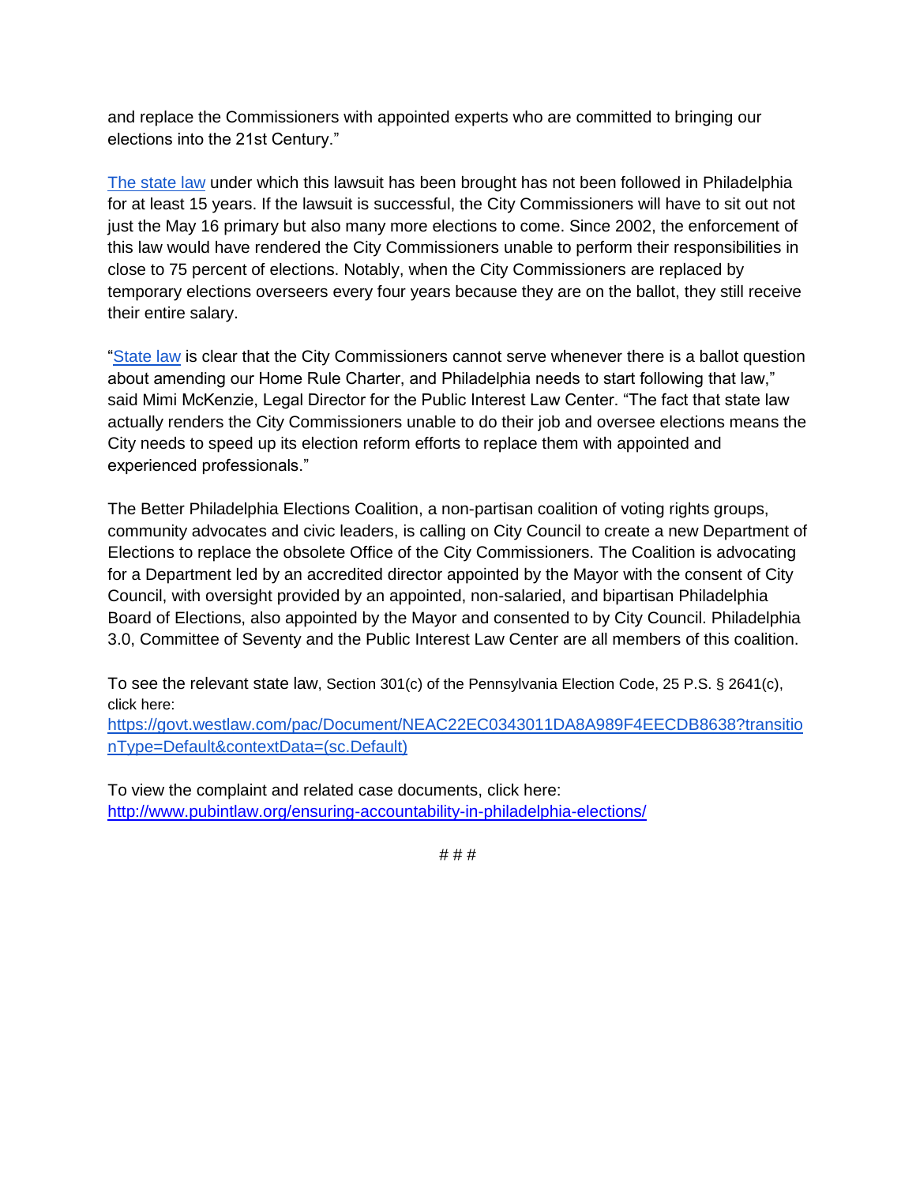and replace the Commissioners with appointed experts who are committed to bringing our elections into the 21st Century."

[The state law](https://govt.westlaw.com/pac/Document/NEAC22EC0343011DA8A989F4EECDB8638?transitionType=Default&contextData=(sc.Default)) under which this lawsuit has been brought has not been followed in Philadelphia for at least 15 years. If the lawsuit is successful, the City Commissioners will have to sit out not just the May 16 primary but also many more elections to come. Since 2002, the enforcement of this law would have rendered the City Commissioners unable to perform their responsibilities in close to 75 percent of elections. Notably, when the City Commissioners are replaced by temporary elections overseers every four years because they are on the ballot, they still receive their entire salary.

"[State law](https://govt.westlaw.com/pac/Document/NEAC22EC0343011DA8A989F4EECDB8638?transitionType=Default&contextData=(sc.Default)) is clear that the City Commissioners cannot serve whenever there is a ballot question about amending our Home Rule Charter, and Philadelphia needs to start following that law," said Mimi McKenzie, Legal Director for the Public Interest Law Center. "The fact that state law actually renders the City Commissioners unable to do their job and oversee elections means the City needs to speed up its election reform efforts to replace them with appointed and experienced professionals."

The Better Philadelphia Elections Coalition, a non-partisan coalition of voting rights groups, community advocates and civic leaders, is calling on City Council to create a new Department of Elections to replace the obsolete Office of the City Commissioners. The Coalition is advocating for a Department led by an accredited director appointed by the Mayor with the consent of City Council, with oversight provided by an appointed, non-salaried, and bipartisan Philadelphia Board of Elections, also appointed by the Mayor and consented to by City Council. Philadelphia 3.0, Committee of Seventy and the Public Interest Law Center are all members of this coalition.

To see the relevant state law, Section 301(c) of the Pennsylvania Election Code, 25 P.S. § 2641(c), click here: [https://govt.westlaw.com/pac/Document/NEAC22EC0343011DA8A989F4EECDB8638?transitionType=Default&contextData=(sc.Default)](https://govt.westlaw.com/pac/Document/NEAC22EC0343011DA8A989F4EECDB8638?transitionType=Default&contextData=(sc.Default))

To view the complaint and related case documents, click here: [http://www.pubintlaw.org/ensuring-accountability-in-philadelphia-elections/](http://www.pubintlaw.org/ensuring-accountability-in-philadelphia-elections/)

# # #